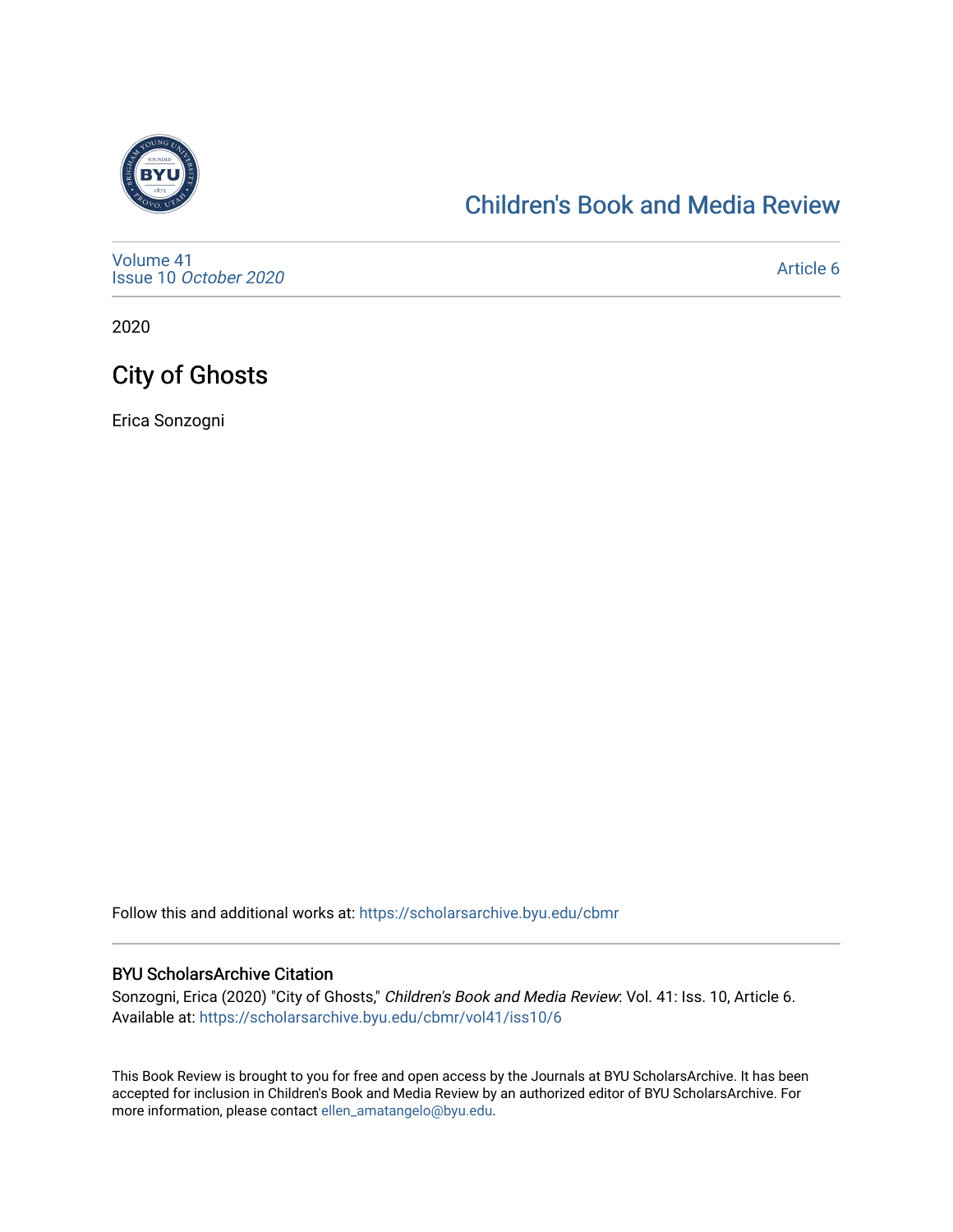# Children's Book and Media Review

Volume 41
Issue 10 *October 2020*

Article 6

2020

## City of Ghosts

Erica Sonzogni

Follow this and additional works at: https://scholarsarchive.byu.edu/cbmr

### BYU ScholarsArchive Citation

Sonzogni, Erica (2020) "City of Ghosts," *Children's Book and Media Review*: Vol. 41: Iss. 10, Article 6.
Available at: https://scholarsarchive.byu.edu/cbmr/vol41/iss10/6

This Book Review is brought to you for free and open access by the Journals at BYU ScholarsArchive. It has been accepted for inclusion in Children's Book and Media Review by an authorized editor of BYU ScholarsArchive. For more information, please contact ellen_amatangelo@byu.edu.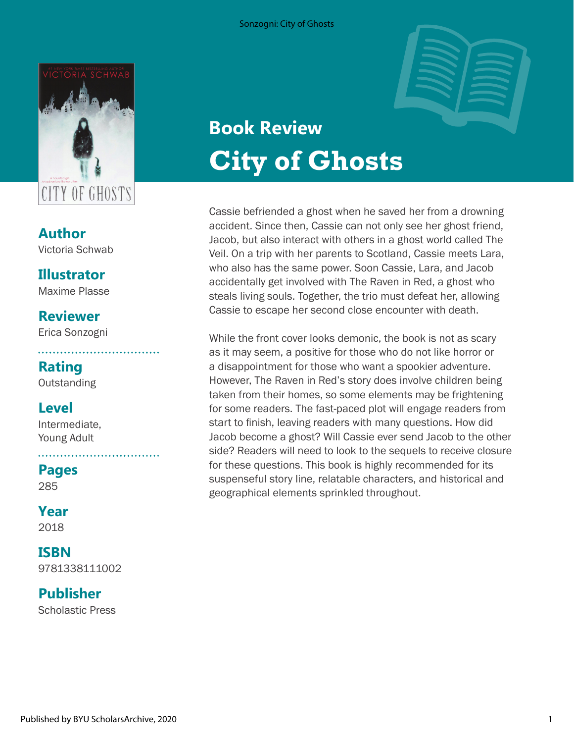## Book Review

# City of Ghosts

**Author**
Victoria Schwab

**Illustrator**
Maxime Plasse

**Reviewer**
Erica Sonzogni

**Rating**
Outstanding

**Level**
Intermediate, Young Adult

**Pages**
285

**Year**
2018

**ISBN**
9781338111002

**Publisher**
Scholastic Press

Cassie befriended a ghost when he saved her from a drowning accident. Since then, Cassie can not only see her ghost friend, Jacob, but also interact with others in a ghost world called The Veil. On a trip with her parents to Scotland, Cassie meets Lara, who also has the same power. Soon Cassie, Lara, and Jacob accidentally get involved with The Raven in Red, a ghost who steals living souls. Together, the trio must defeat her, allowing Cassie to escape her second close encounter with death.

While the front cover looks demonic, the book is not as scary as it may seem, a positive for those who do not like horror or a disappointment for those who want a spookier adventure. However, The Raven in Red's story does involve children being taken from their homes, so some elements may be frightening for some readers. The fast-paced plot will engage readers from start to finish, leaving readers with many questions. How did Jacob become a ghost? Will Cassie ever send Jacob to the other side? Readers will need to look to the sequels to receive closure for these questions. This book is highly recommended for its suspenseful story line, relatable characters, and historical and geographical elements sprinkled throughout.